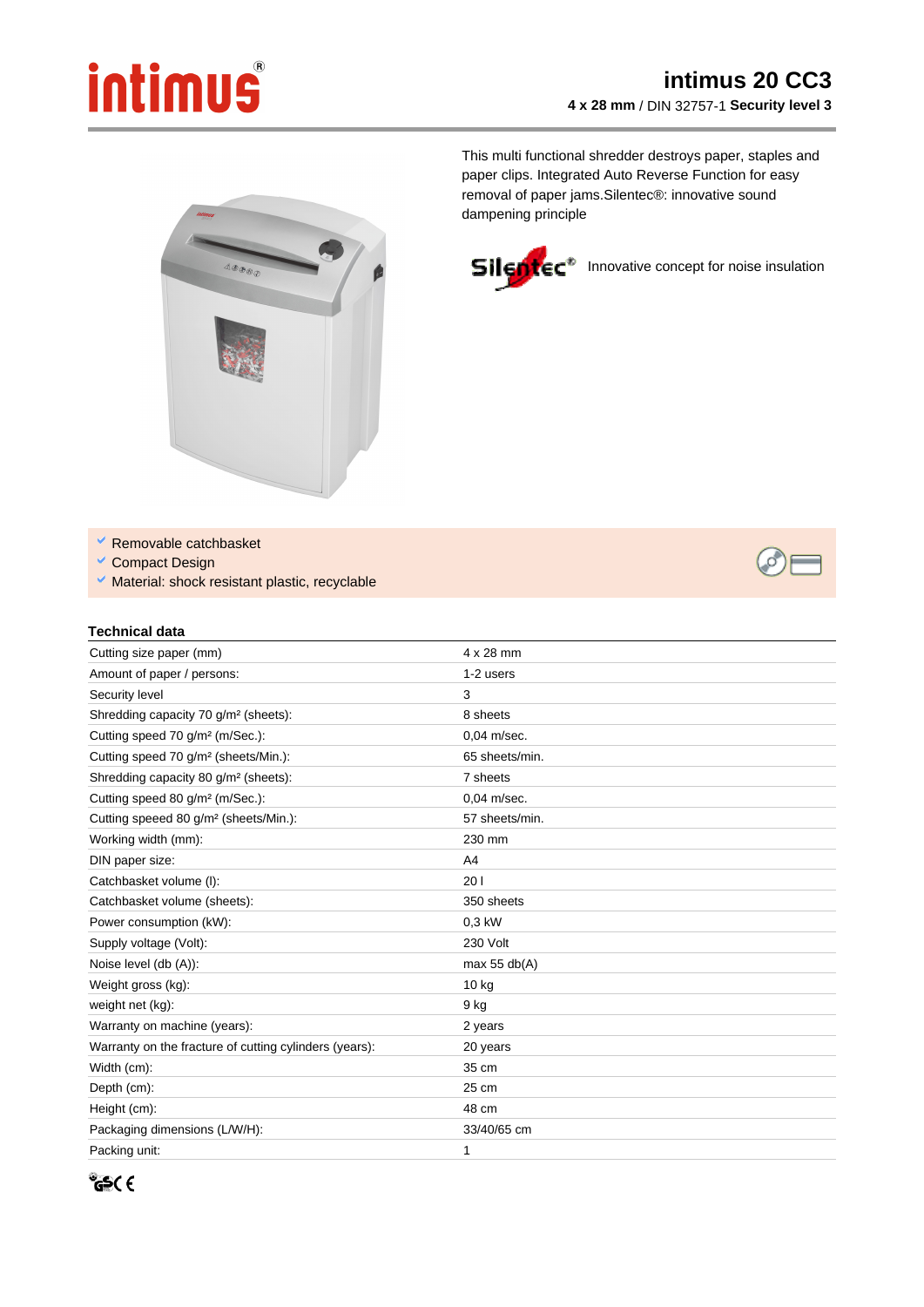# intimus 20 CC3

**4 x 28 mm** / DIN 32757-1 **Security level 3**

This multi functional shredder destroys paper, staples and paper clips. Integrated Auto Reverse Function for easy removal of paper jams.Silentec®: innovative sound dampening principle

Silentec® Innovative concept for noise insulation

- Removable catchbasket
- Compact Design
- Material: shock resistant plastic, recyclable

## Technical data

| | |
|---|---|
| Cutting size paper (mm) | 4 x 28 mm |
| Amount of paper / persons: | 1-2 users |
| Security level | 3 |
| Shredding capacity 70 g/m² (sheets): | 8 sheets |
| Cutting speed 70 g/m² (m/Sec.): | 0,04 m/sec. |
| Cutting speed 70 g/m² (sheets/Min.): | 65 sheets/min. |
| Shredding capacity 80 g/m² (sheets): | 7 sheets |
| Cutting speed 80 g/m² (m/Sec.): | 0,04 m/sec. |
| Cutting speeed 80 g/m² (sheets/Min.): | 57 sheets/min. |
| Working width (mm): | 230 mm |
| DIN paper size: | A4 |
| Catchbasket volume (l): | 20 l |
| Catchbasket volume (sheets): | 350 sheets |
| Power consumption (kW): | 0,3 kW |
| Supply voltage (Volt): | 230 Volt |
| Noise level (db (A)): | max 55 db(A) |
| Weight gross (kg): | 10 kg |
| weight net (kg): | 9 kg |
| Warranty on machine (years): | 2 years |
| Warranty on the fracture of cutting cylinders (years): | 20 years |
| Width (cm): | 35 cm |
| Depth (cm): | 25 cm |
| Height (cm): | 48 cm |
| Packaging dimensions (L/W/H): | 33/40/65 cm |
| Packing unit: | 1 |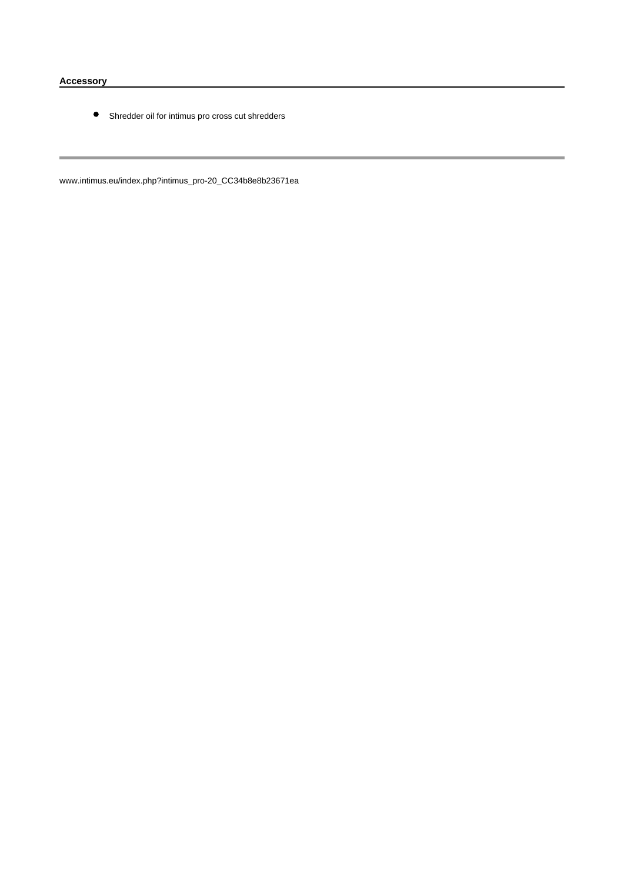**Accessory**

- Shredder oil for intimus pro cross cut shredders

---

www.intimus.eu/index.php?intimus_pro-20_CC34b8e8b23671ea